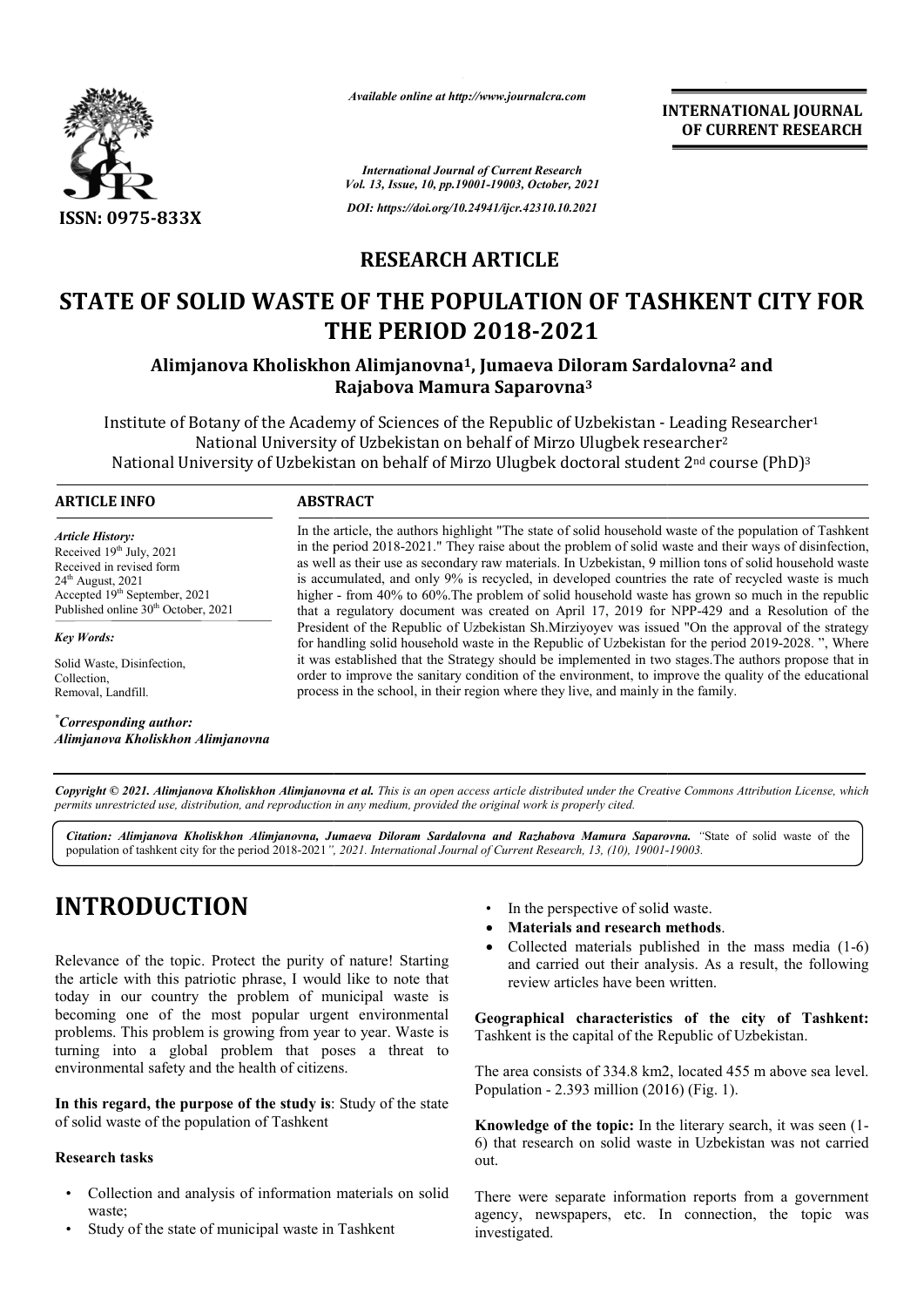*Available online at http://www.journalcra.com*

**INTERNATIONAL JOURNAL OF CURRENT RESEARCH**

*International Journal of Current Research*
*Vol. 13, Issue, 10, pp.19001-19003, October, 2021*

*DOI: https://doi.org/10.24941/ijcr.42310.10.2021*

ISSN: 0975-833X

**RESEARCH ARTICLE**

# STATE OF SOLID WASTE OF THE POPULATION OF TASHKENT CITY FOR THE PERIOD 2018-2021

**Alimjanova Kholiskhon Alimjanovna[1], Jumaeva Diloram Sardalovna[2] and Rajabova Mamura Saparovna[3]**

Institute of Botany of the Academy of Sciences of the Republic of Uzbekistan - Leading Researcher[1]
National University of Uzbekistan on behalf of Mirzo Ulugbek researcher[2]
National University of Uzbekistan on behalf of Mirzo Ulugbek doctoral student 2nd course (PhD)[3]

**ARTICLE INFO**

*Article History:*
Received 19th July, 2021
Received in revised form
24th August, 2021
Accepted 19th September, 2021
Published online 30th October, 2021

*Key Words:*

Solid Waste, Disinfection, Collection, Removal, Landfill.

*\*Corresponding author:*
*Alimjanova Kholiskhon Alimjanovna*

**ABSTRACT**

In the article, the authors highlight "The state of solid household waste of the population of Tashkent in the period 2018-2021." They raise about the problem of solid waste and their ways of disinfection, as well as their use as secondary raw materials. In Uzbekistan, 9 million tons of solid household waste is accumulated, and only 9% is recycled, in developed countries the rate of recycled waste is much higher - from 40% to 60%.The problem of solid household waste has grown so much in the republic that a regulatory document was created on April 17, 2019 for NPP-429 and a Resolution of the President of the Republic of Uzbekistan Sh.Mirziyoyev was issued "On the approval of the strategy for handling solid household waste in the Republic of Uzbekistan for the period 2019-2028. ", Where it was established that the Strategy should be implemented in two stages.The authors propose that in order to improve the sanitary condition of the environment, to improve the quality of the educational process in the school, in their region where they live, and mainly in the family.

*Copyright © 2021. Alimjanova Kholiskhon Alimjanovna et al. This is an open access article distributed under the Creative Commons Attribution License, which permits unrestricted use, distribution, and reproduction in any medium, provided the original work is properly cited.*

***Citation: Alimjanova Kholiskhon Alimjanovna, Jumaeva Diloram Sardalovna and Razhabova Mamura Saparovna.*** *"State of solid waste of the population of tashkent city for the period 2018-2021", 2021. International Journal of Current Research, 13, (10), 19001-19003.*

# INTRODUCTION

Relevance of the topic. Protect the purity of nature! Starting the article with this patriotic phrase, I would like to note that today in our country the problem of municipal waste is becoming one of the most popular urgent environmental problems. This problem is growing from year to year. Waste is turning into a global problem that poses a threat to environmental safety and the health of citizens.

**In this regard, the purpose of the study is**: Study of the state of solid waste of the population of Tashkent

**Research tasks**

- Collection and analysis of information materials on solid waste;
- Study of the state of municipal waste in Tashkent
- In the perspective of solid waste.
- **Materials and research methods**.
- Collected materials published in the mass media (1-6) and carried out their analysis. As a result, the following review articles have been written.

**Geographical characteristics of the city of Tashkent:** Tashkent is the capital of the Republic of Uzbekistan.

The area consists of 334.8 km2, located 455 m above sea level. Population - 2.393 million (2016) (Fig. 1).

**Knowledge of the topic:** In the literary search, it was seen (1-6) that research on solid waste in Uzbekistan was not carried out.

There were separate information reports from a government agency, newspapers, etc. In connection, the topic was investigated.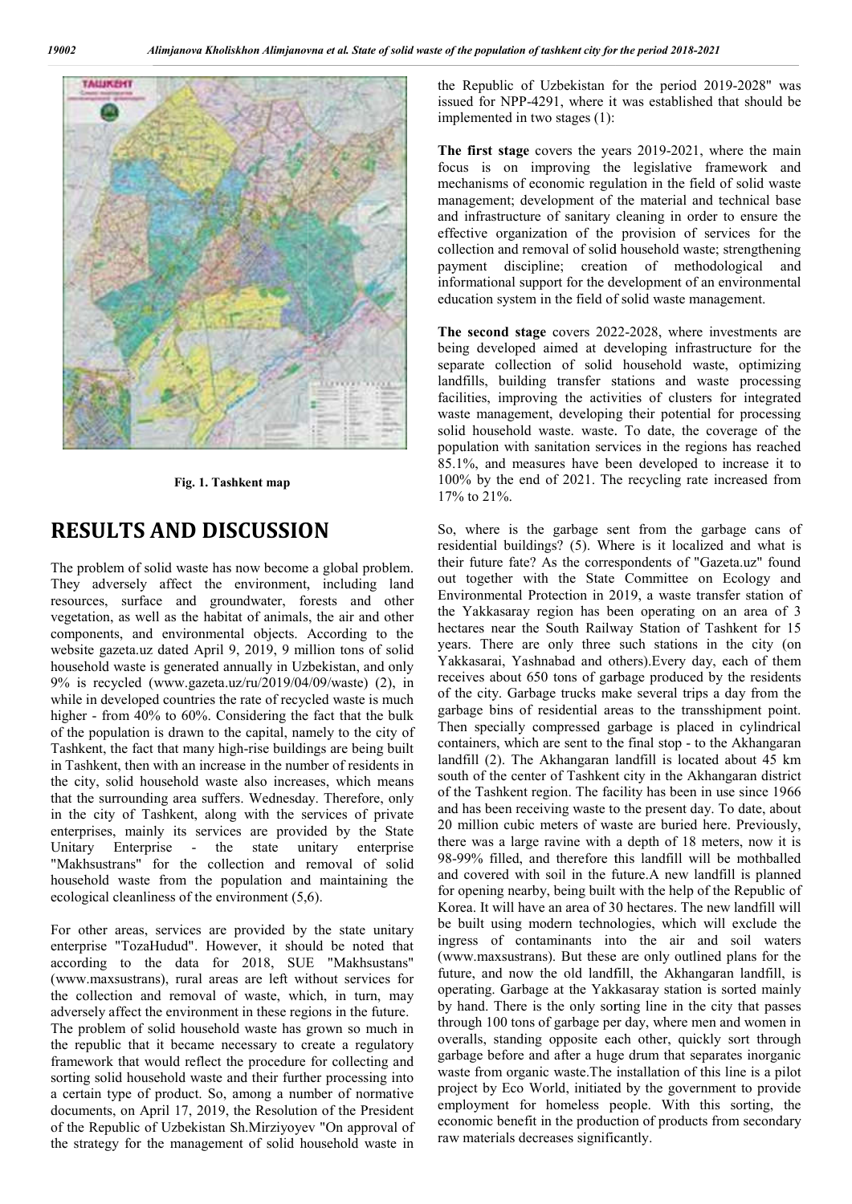Fig. 1. Tashkent map

## RESULTS AND DISCUSSION

The problem of solid waste has now become a global problem. They adversely affect the environment, including land resources, surface and groundwater, forests and other vegetation, as well as the habitat of animals, the air and other components, and environmental objects. According to the website gazeta.uz dated April 9, 2019, 9 million tons of solid household waste is generated annually in Uzbekistan, and only 9% is recycled (www.gazeta.uz/ru/2019/04/09/waste) (2), in while in developed countries the rate of recycled waste is much higher - from 40% to 60%. Considering the fact that the bulk of the population is drawn to the capital, namely to the city of Tashkent, the fact that many high-rise buildings are being built in Tashkent, then with an increase in the number of residents in the city, solid household waste also increases, which means that the surrounding area suffers. Wednesday. Therefore, only in the city of Tashkent, along with the services of private enterprises, mainly its services are provided by the State Unitary Enterprise - the state unitary enterprise "Makhsustrans" for the collection and removal of solid household waste from the population and maintaining the ecological cleanliness of the environment (5,6).

For other areas, services are provided by the state unitary enterprise "TozaHudud". However, it should be noted that according to the data for 2018, SUE "Makhsustans" (www.maxsustrans), rural areas are left without services for the collection and removal of waste, which, in turn, may adversely affect the environment in these regions in the future. The problem of solid household waste has grown so much in the republic that it became necessary to create a regulatory framework that would reflect the procedure for collecting and sorting solid household waste and their further processing into a certain type of product. So, among a number of normative documents, on April 17, 2019, the Resolution of the President of the Republic of Uzbekistan Sh.Mirziyoyev "On approval of the strategy for the management of solid household waste in the Republic of Uzbekistan for the period 2019-2028" was issued for NPP-4291, where it was established that should be implemented in two stages (1):

**The first stage** covers the years 2019-2021, where the main focus is on improving the legislative framework and mechanisms of economic regulation in the field of solid waste management; development of the material and technical base and infrastructure of sanitary cleaning in order to ensure the effective organization of the provision of services for the collection and removal of solid household waste; strengthening payment discipline; creation of methodological and informational support for the development of an environmental education system in the field of solid waste management.

**The second stage** covers 2022-2028, where investments are being developed aimed at developing infrastructure for the separate collection of solid household waste, optimizing landfills, building transfer stations and waste processing facilities, improving the activities of clusters for integrated waste management, developing their potential for processing solid household waste. waste. To date, the coverage of the population with sanitation services in the regions has reached 85.1%, and measures have been developed to increase it to 100% by the end of 2021. The recycling rate increased from 17% to 21%.

So, where is the garbage sent from the garbage cans of residential buildings? (5). Where is it localized and what is their future fate? As the correspondents of "Gazeta.uz" found out together with the State Committee on Ecology and Environmental Protection in 2019, a waste transfer station of the Yakkasaray region has been operating on an area of 3 hectares near the South Railway Station of Tashkent for 15 years. There are only three such stations in the city (on Yakkasarai, Yashnabad and others).Every day, each of them receives about 650 tons of garbage produced by the residents of the city. Garbage trucks make several trips a day from the garbage bins of residential areas to the transshipment point. Then specially compressed garbage is placed in cylindrical containers, which are sent to the final stop - to the Akhangaran landfill (2). The Akhangaran landfill is located about 45 km south of the center of Tashkent city in the Akhangaran district of the Tashkent region. The facility has been in use since 1966 and has been receiving waste to the present day. To date, about 20 million cubic meters of waste are buried here. Previously, there was a large ravine with a depth of 18 meters, now it is 98-99% filled, and therefore this landfill will be mothballed and covered with soil in the future.A new landfill is planned for opening nearby, being built with the help of the Republic of Korea. It will have an area of 30 hectares. The new landfill will be built using modern technologies, which will exclude the ingress of contaminants into the air and soil waters (www.maxsustrans). But these are only outlined plans for the future, and now the old landfill, the Akhangaran landfill, is operating. Garbage at the Yakkasaray station is sorted mainly by hand. There is the only sorting line in the city that passes through 100 tons of garbage per day, where men and women in overalls, standing opposite each other, quickly sort through garbage before and after a huge drum that separates inorganic waste from organic waste.The installation of this line is a pilot project by Eco World, initiated by the government to provide employment for homeless people. With this sorting, the economic benefit in the production of products from secondary raw materials decreases significantly.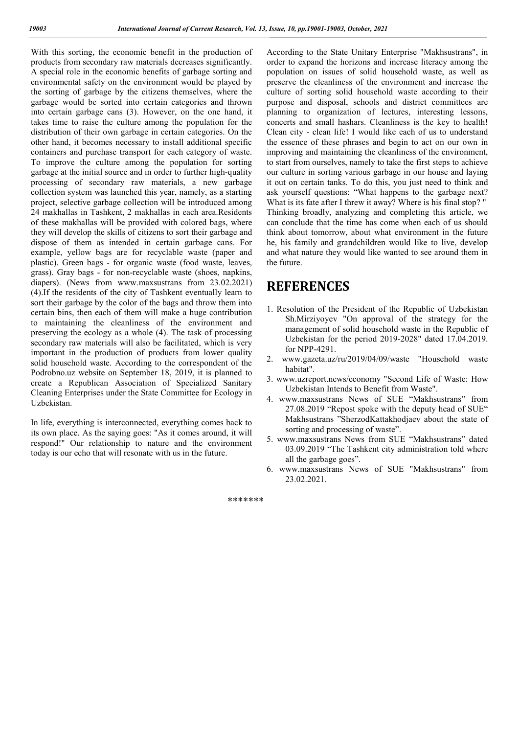With this sorting, the economic benefit in the production of products from secondary raw materials decreases significantly. A special role in the economic benefits of garbage sorting and environmental safety on the environment would be played by the sorting of garbage by the citizens themselves, where the garbage would be sorted into certain categories and thrown into certain garbage cans (3). However, on the one hand, it takes time to raise the culture among the population for the distribution of their own garbage in certain categories. On the other hand, it becomes necessary to install additional specific containers and purchase transport for each category of waste. To improve the culture among the population for sorting garbage at the initial source and in order to further high-quality processing of secondary raw materials, a new garbage collection system was launched this year, namely, as a starting project, selective garbage collection will be introduced among 24 makhallas in Tashkent, 2 makhallas in each area.Residents of these makhallas will be provided with colored bags, where they will develop the skills of citizens to sort their garbage and dispose of them as intended in certain garbage cans. For example, yellow bags are for recyclable waste (paper and plastic). Green bags - for organic waste (food waste, leaves, grass). Gray bags - for non-recyclable waste (shoes, napkins, diapers). (News from www.maxsustrans from 23.02.2021) (4).If the residents of the city of Tashkent eventually learn to sort their garbage by the color of the bags and throw them into certain bins, then each of them will make a huge contribution to maintaining the cleanliness of the environment and preserving the ecology as a whole (4). The task of processing secondary raw materials will also be facilitated, which is very important in the production of products from lower quality solid household waste. According to the correspondent of the Podrobno.uz website on September 18, 2019, it is planned to create a Republican Association of Specialized Sanitary Cleaning Enterprises under the State Committee for Ecology in Uzbekistan.

In life, everything is interconnected, everything comes back to its own place. As the saying goes: "As it comes around, it will respond!" Our relationship to nature and the environment today is our echo that will resonate with us in the future.

According to the State Unitary Enterprise "Makhsustrans", in order to expand the horizons and increase literacy among the population on issues of solid household waste, as well as preserve the cleanliness of the environment and increase the culture of sorting solid household waste according to their purpose and disposal, schools and district committees are planning to organization of lectures, interesting lessons, concerts and small hashars. Cleanliness is the key to health! Clean city - clean life! I would like each of us to understand the essence of these phrases and begin to act on our own in improving and maintaining the cleanliness of the environment, to start from ourselves, namely to take the first steps to achieve our culture in sorting various garbage in our house and laying it out on certain tanks. To do this, you just need to think and ask yourself questions: "What happens to the garbage next? What is its fate after I threw it away? Where is his final stop? " Thinking broadly, analyzing and completing this article, we can conclude that the time has come when each of us should think about tomorrow, about what environment in the future he, his family and grandchildren would like to live, develop and what nature they would like wanted to see around them in the future.

# REFERENCES

1. Resolution of the President of the Republic of Uzbekistan Sh.Mirziyoyev "On approval of the strategy for the management of solid household waste in the Republic of Uzbekistan for the period 2019-2028" dated 17.04.2019. for NPP-4291.
2. www.gazeta.uz/ru/2019/04/09/waste "Household waste habitat".
3. www.uzreport.news/economy "Second Life of Waste: How Uzbekistan Intends to Benefit from Waste".
4. www.maxsustrans News of SUE "Makhsustrans" from 27.08.2019 "Repost spoke with the deputy head of SUE" Makhsustrans "SherzodKattakhodjaev about the state of sorting and processing of waste".
5. www.maxsustrans News from SUE "Makhsustrans" dated 03.09.2019 "The Tashkent city administration told where all the garbage goes".
6. www.maxsustrans News of SUE "Makhsustrans" from 23.02.2021.

*******